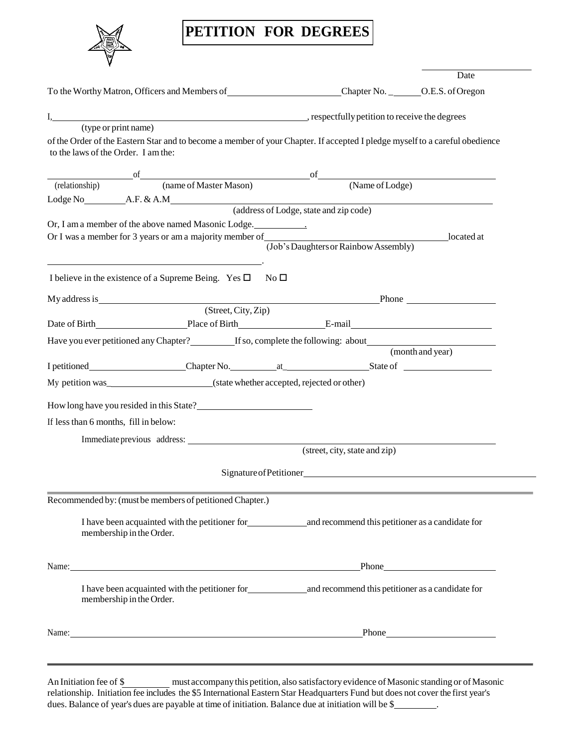# PETITION FOR DEGREES

_______________ Date

To the Worthy Matron, Officers and Members of ________________ Chapter No. _______ O.E.S. of Oregon

I, ________________________________________, respectfully petition to receive the degrees
(type or print name)

of the Order of the Eastern Star and to become a member of your Chapter. If accepted I pledge myself to a careful obedience to the laws of the Order. I am the:

____________ of ______________________ of ______________________
(relationship) (name of Master Mason) (Name of Lodge)

Lodge No________ A.F. & A.M________________________________________
(address of Lodge, state and zip code)

Or, I am a member of the above named Masonic Lodge.__________.

Or I was a member for 3 years or am a majority member of ______________________ located at
(Job's Daughters or Rainbow Assembly)

________________________________.

I believe in the existence of a Supreme Being. Yes ☐ No ☐

My address is ________________________________ Phone ______________
(Street, City, Zip)

Date of Birth______________ Place of Birth______________ E-mail______________________

Have you ever petitioned any Chapter?________ If so, complete the following: about______________________
(month and year)

I petitioned______________ Chapter No.________ at_______________ State of ______________

My petition was_______________ (state whether accepted, rejected or other)

How long have you resided in this State?______________________

If less than 6 months, fill in below:

Immediate previous address: ________________________________________
(street, city, state and zip)

Signature of Petitioner________________________________________

---

Recommended by: (must be members of petitioned Chapter.)

I have been acquainted with the petitioner for__________ and recommend this petitioner as a candidate for membership in the Order.

Name:________________________________________ Phone______________________

I have been acquainted with the petitioner for__________ and recommend this petitioner as a candidate for membership in the Order.

Name:________________________________________ Phone______________________

---

An Initiation fee of $________ must accompany this petition, also satisfactory evidence of Masonic standing or of Masonic relationship. Initiation fee includes the $5 International Eastern Star Headquarters Fund but does not cover the first year's dues. Balance of year's dues are payable at time of initiation. Balance due at initiation will be $________.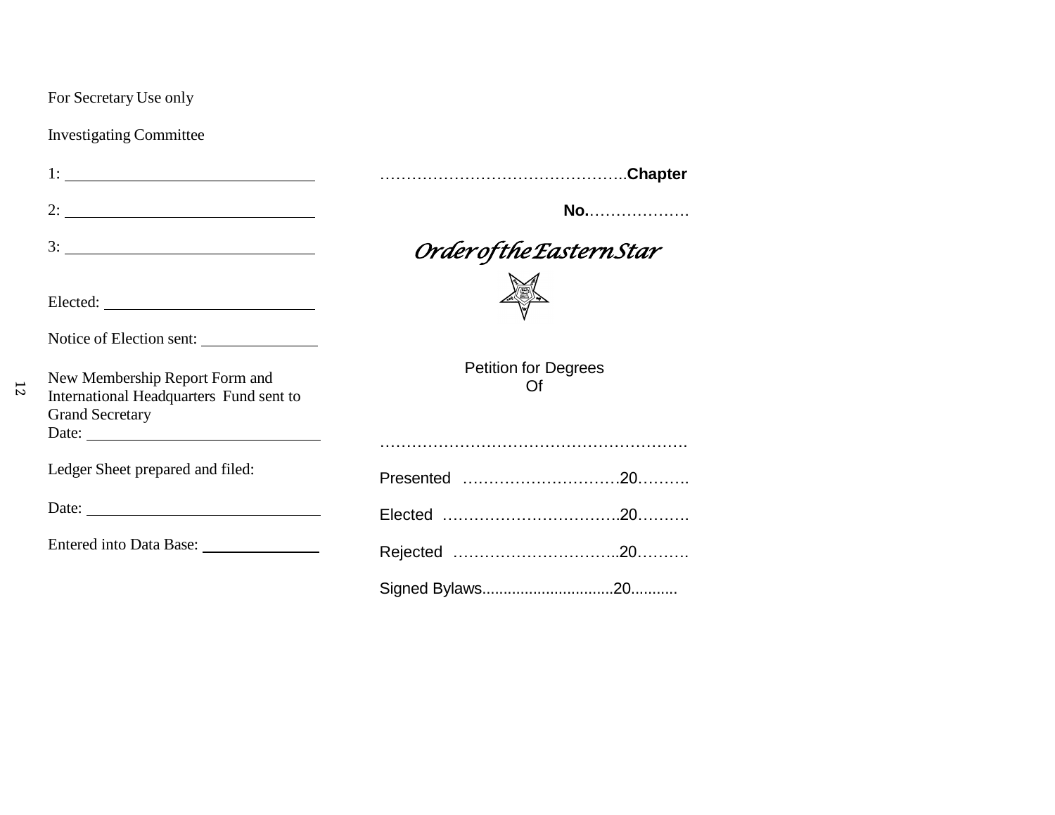For Secretary Use only

Investigating Committee

1: ______________________________

2: ______________________________

3: ______________________________

Elected: ____________________________

Notice of Election sent: _______________

New Membership Report Form and International Headquarters Fund sent to Grand Secretary
Date: ______________________________

Ledger Sheet prepared and filed:

Date: ______________________________

Entered into Data Base: _______________

……………………………………….**Chapter**

**No.**……………….

*Order of the Eastern Star*

Petition for Degrees
Of

…………………………………………………

Presented …………………………20……….

Elected ……………………………..20……….

Rejected …………………………..20……….

Signed Bylaws...............................20...........